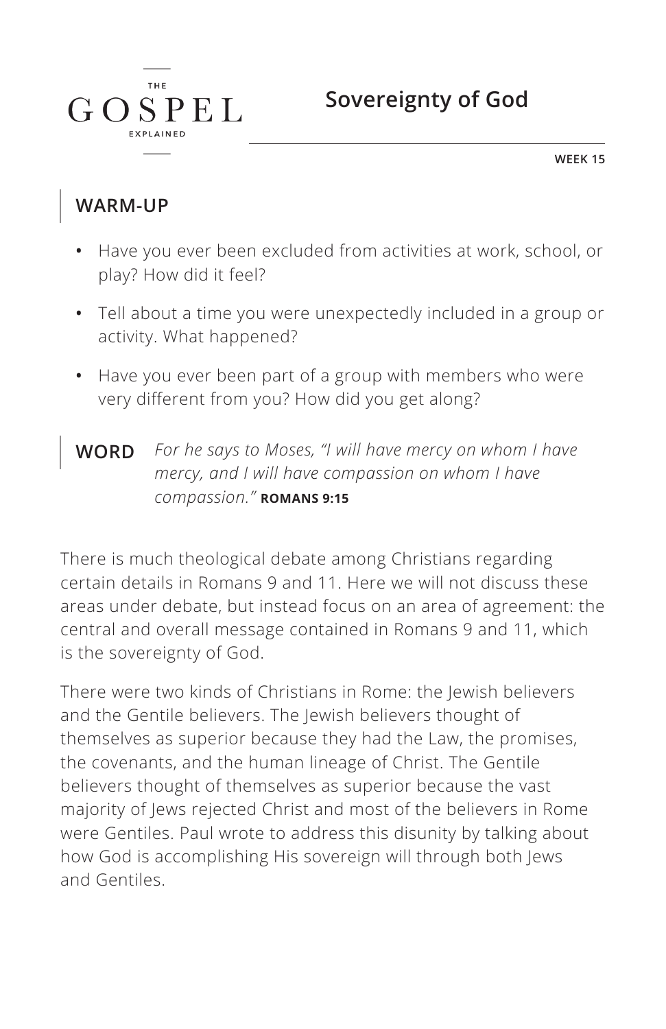THE GOSPEL EXPLAINED

# Sovereignty of God

WEEK 15

## WARM-UP

- Have you ever been excluded from activities at work, school, or play? How did it feel?
- Tell about a time you were unexpectedly included in a group or activity. What happened?
- Have you ever been part of a group with members who were very different from you? How did you get along?

**WORD** *For he says to Moses, "I will have mercy on whom I have mercy, and I will have compassion on whom I have compassion."* **ROMANS 9:15**

There is much theological debate among Christians regarding certain details in Romans 9 and 11. Here we will not discuss these areas under debate, but instead focus on an area of agreement: the central and overall message contained in Romans 9 and 11, which is the sovereignty of God.

There were two kinds of Christians in Rome: the Jewish believers and the Gentile believers. The Jewish believers thought of themselves as superior because they had the Law, the promises, the covenants, and the human lineage of Christ. The Gentile believers thought of themselves as superior because the vast majority of Jews rejected Christ and most of the believers in Rome were Gentiles. Paul wrote to address this disunity by talking about how God is accomplishing His sovereign will through both Jews and Gentiles.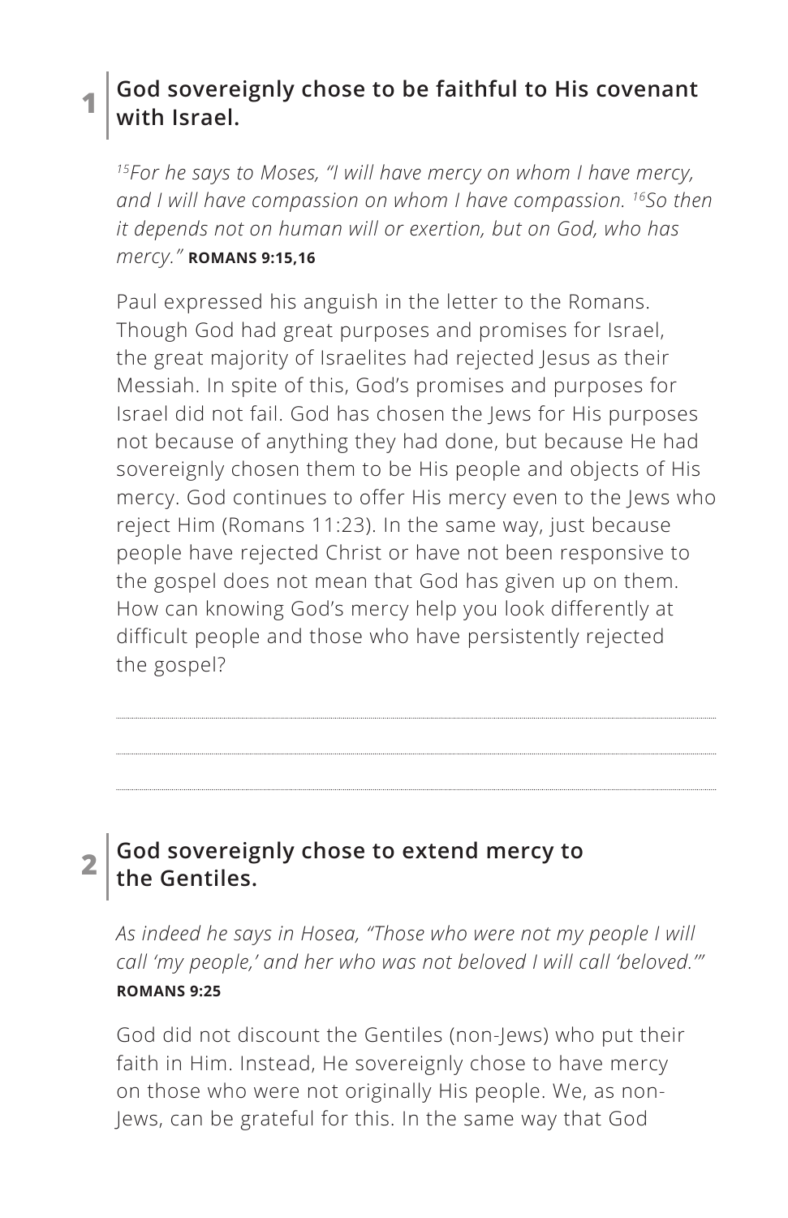## 1 God sovereignly chose to be faithful to His covenant with Israel.

*[15]For he says to Moses, "I will have mercy on whom I have mercy, and I will have compassion on whom I have compassion. [16]So then it depends not on human will or exertion, but on God, who has mercy."* **ROMANS 9:15,16**

Paul expressed his anguish in the letter to the Romans. Though God had great purposes and promises for Israel, the great majority of Israelites had rejected Jesus as their Messiah. In spite of this, God's promises and purposes for Israel did not fail. God has chosen the Jews for His purposes not because of anything they had done, but because He had sovereignly chosen them to be His people and objects of His mercy. God continues to offer His mercy even to the Jews who reject Him (Romans 11:23). In the same way, just because people have rejected Christ or have not been responsive to the gospel does not mean that God has given up on them. How can knowing God's mercy help you look differently at difficult people and those who have persistently rejected the gospel?

## 2 God sovereignly chose to extend mercy to the Gentiles.

*As indeed he says in Hosea, "Those who were not my people I will call 'my people,' and her who was not beloved I will call 'beloved.'"* **ROMANS 9:25**

God did not discount the Gentiles (non-Jews) who put their faith in Him. Instead, He sovereignly chose to have mercy on those who were not originally His people. We, as non-Jews, can be grateful for this. In the same way that God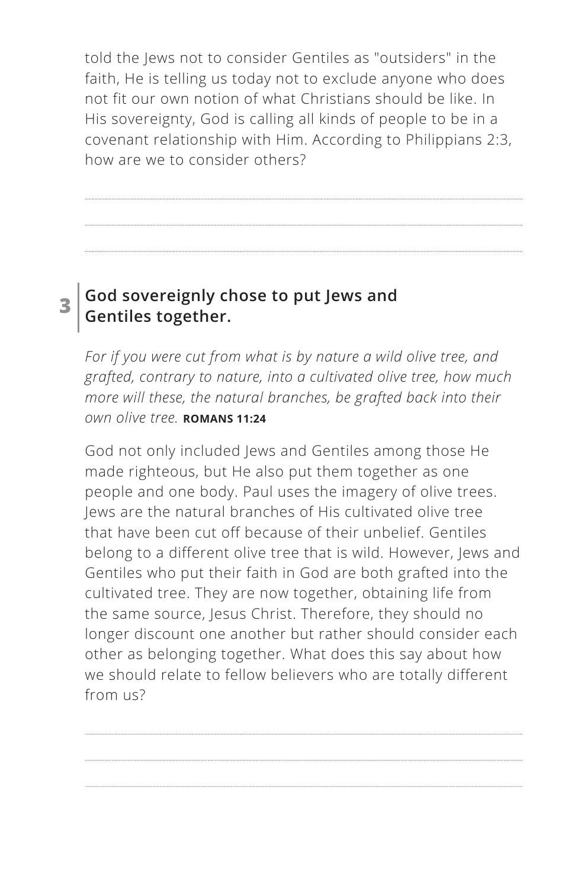told the Jews not to consider Gentiles as "outsiders" in the faith, He is telling us today not to exclude anyone who does not fit our own notion of what Christians should be like. In His sovereignty, God is calling all kinds of people to be in a covenant relationship with Him. According to Philippians 2:3, how are we to consider others?

## 3 God sovereignly chose to put Jews and Gentiles together.

*For if you were cut from what is by nature a wild olive tree, and grafted, contrary to nature, into a cultivated olive tree, how much more will these, the natural branches, be grafted back into their own olive tree.* **ROMANS 11:24**

God not only included Jews and Gentiles among those He made righteous, but He also put them together as one people and one body. Paul uses the imagery of olive trees. Jews are the natural branches of His cultivated olive tree that have been cut off because of their unbelief. Gentiles belong to a different olive tree that is wild. However, Jews and Gentiles who put their faith in God are both grafted into the cultivated tree. They are now together, obtaining life from the same source, Jesus Christ. Therefore, they should no longer discount one another but rather should consider each other as belonging together. What does this say about how we should relate to fellow believers who are totally different from us?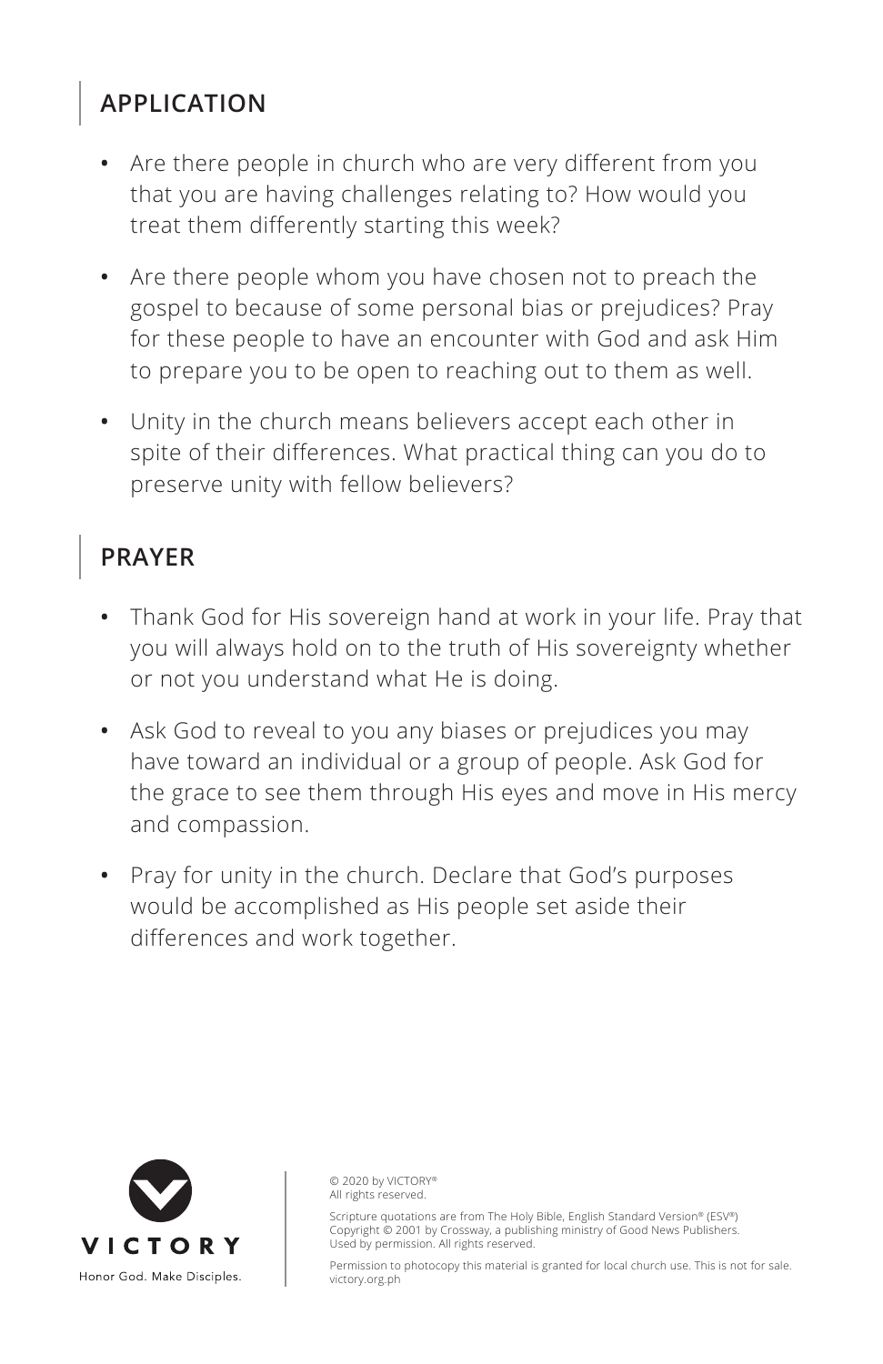## APPLICATION

- Are there people in church who are very different from you that you are having challenges relating to? How would you treat them differently starting this week?
- Are there people whom you have chosen not to preach the gospel to because of some personal bias or prejudices? Pray for these people to have an encounter with God and ask Him to prepare you to be open to reaching out to them as well.
- Unity in the church means believers accept each other in spite of their differences. What practical thing can you do to preserve unity with fellow believers?

## PRAYER

- Thank God for His sovereign hand at work in your life. Pray that you will always hold on to the truth of His sovereignty whether or not you understand what He is doing.
- Ask God to reveal to you any biases or prejudices you may have toward an individual or a group of people. Ask God for the grace to see them through His eyes and move in His mercy and compassion.
- Pray for unity in the church. Declare that God's purposes would be accomplished as His people set aside their differences and work together.

VICTORY

Honor God. Make Disciples.

© 2020 by VICTORY®
All rights reserved.

Scripture quotations are from The Holy Bible, English Standard Version® (ESV®) Copyright © 2001 by Crossway, a publishing ministry of Good News Publishers. Used by permission. All rights reserved.

Permission to photocopy this material is granted for local church use. This is not for sale.
victory.org.ph